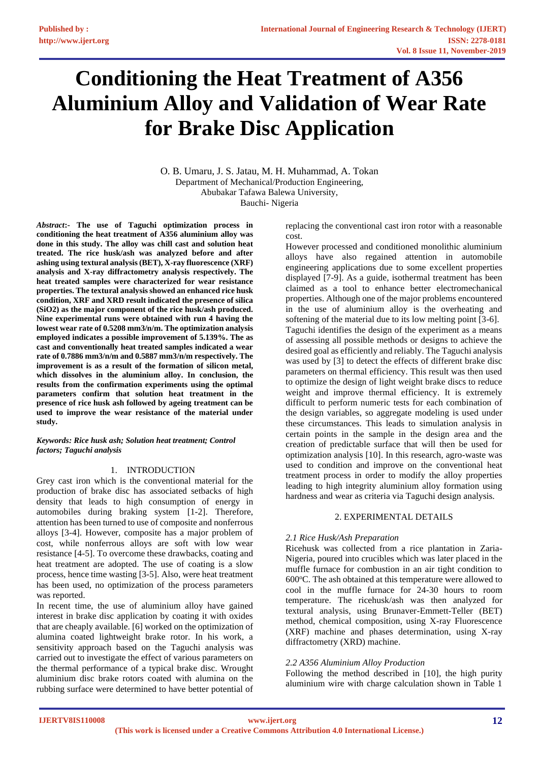# Conditioning the Heat Treatment of A356 Aluminium Alloy and Validation of Wear Rate for Brake Disc Application

O. B. Umaru, J. S. Jatau, M. H. Muhammad, A. Tokan
Department of Mechanical/Production Engineering,
Abubakar Tafawa Balewa University,
Bauchi- Nigeria

***Abstract*:- The use of Taguchi optimization process in conditioning the heat treatment of A356 aluminium alloy was done in this study. The alloy was chill cast and solution heat treated. The rice husk/ash was analyzed before and after ashing using textural analysis (BET), X-ray fluorescence (XRF) analysis and X-ray diffractometry analysis respectively. The heat treated samples were characterized for wear resistance properties. The textural analysis showed an enhanced rice husk condition, XRF and XRD result indicated the presence of silica (SiO2) as the major component of the rice husk/ash produced. Nine experimental runs were obtained with run 4 having the lowest wear rate of 0.5208 mm3/n/m. The optimization analysis employed indicates a possible improvement of 5.139%. The as cast and conventionally heat treated samples indicated a wear rate of 0.7886 mm3/n/m and 0.5887 mm3/n/m respectively. The improvement is as a result of the formation of silicon metal, which dissolves in the aluminium alloy. In conclusion, the results from the confirmation experiments using the optimal parameters confirm that solution heat treatment in the presence of rice husk ash followed by ageing treatment can be used to improve the wear resistance of the material under study.**

***Keywords: Rice husk ash; Solution heat treatment; Control factors; Taguchi analysis***

## 1. INTRODUCTION

Grey cast iron which is the conventional material for the production of brake disc has associated setbacks of high density that leads to high consumption of energy in automobiles during braking system [1-2]. Therefore, attention has been turned to use of composite and nonferrous alloys [3-4]. However, composite has a major problem of cost, while nonferrous alloys are soft with low wear resistance [4-5]. To overcome these drawbacks, coating and heat treatment are adopted. The use of coating is a slow process, hence time wasting [3-5]. Also, were heat treatment has been used, no optimization of the process parameters was reported.

In recent time, the use of aluminium alloy have gained interest in brake disc application by coating it with oxides that are cheaply available. [6] worked on the optimization of alumina coated lightweight brake rotor. In his work, a sensitivity approach based on the Taguchi analysis was carried out to investigate the effect of various parameters on the thermal performance of a typical brake disc. Wrought aluminium disc brake rotors coated with alumina on the rubbing surface were determined to have better potential of replacing the conventional cast iron rotor with a reasonable cost.

However processed and conditioned monolithic aluminium alloys have also regained attention in automobile engineering applications due to some excellent properties displayed [7-9]. As a guide, isothermal treatment has been claimed as a tool to enhance better electromechanical properties. Although one of the major problems encountered in the use of aluminium alloy is the overheating and softening of the material due to its low melting point [3-6]. Taguchi identifies the design of the experiment as a means of assessing all possible methods or designs to achieve the desired goal as efficiently and reliably. The Taguchi analysis was used by [3] to detect the effects of different brake disc parameters on thermal efficiency. This result was then used to optimize the design of light weight brake discs to reduce weight and improve thermal efficiency. It is extremely difficult to perform numeric tests for each combination of the design variables, so aggregate modeling is used under these circumstances. This leads to simulation analysis in certain points in the sample in the design area and the creation of predictable surface that will then be used for optimization analysis [10]. In this research, agro-waste was used to condition and improve on the conventional heat treatment process in order to modify the alloy properties leading to high integrity aluminium alloy formation using hardness and wear as criteria via Taguchi design analysis.

## 2. EXPERIMENTAL DETAILS

### *2.1 Rice Husk/Ash Preparation*

Ricehusk was collected from a rice plantation in Zaria-Nigeria, poured into crucibles which was later placed in the muffle furnace for combustion in an air tight condition to 600°C. The ash obtained at this temperature were allowed to cool in the muffle furnace for 24-30 hours to room temperature. The ricehusk/ash was then analyzed for textural analysis, using Brunaver-Emmett-Teller (BET) method, chemical composition, using X-ray Fluorescence (XRF) machine and phases determination, using X-ray diffractometry (XRD) machine.

### *2.2 A356 Aluminium Alloy Production*

Following the method described in [10], the high purity aluminium wire with charge calculation shown in Table 1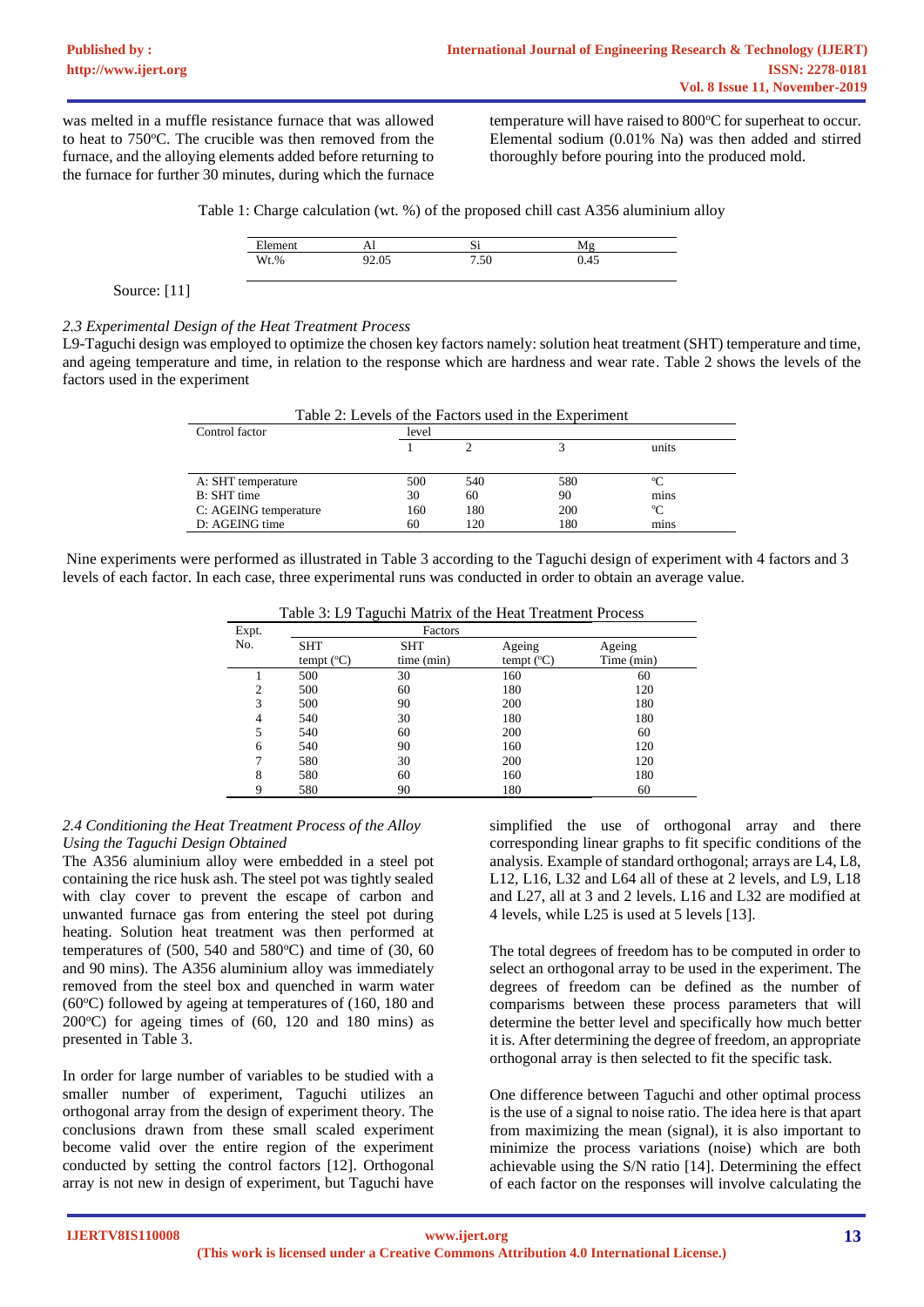was melted in a muffle resistance furnace that was allowed to heat to 750°C. The crucible was then removed from the furnace, and the alloying elements added before returning to the furnace for further 30 minutes, during which the furnace temperature will have raised to 800°C for superheat to occur. Elemental sodium (0.01% Na) was then added and stirred thoroughly before pouring into the produced mold.

Table 1: Charge calculation (wt. %) of the proposed chill cast A356 aluminium alloy

| Element | Al | Si | Mg |
|---|---|---|---|
| Wt.% | 92.05 | 7.50 | 0.45 |

Source: [11]

### *2.3 Experimental Design of the Heat Treatment Process*

L9-Taguchi design was employed to optimize the chosen key factors namely: solution heat treatment (SHT) temperature and time, and ageing temperature and time, in relation to the response which are hardness and wear rate. Table 2 shows the levels of the factors used in the experiment

Table 2: Levels of the Factors used in the Experiment

| Control factor | level | | | |
|---|---|---|---|---|
| | 1 | 2 | 3 | units |
| A: SHT temperature | 500 | 540 | 580 | °C |
| B: SHT time | 30 | 60 | 90 | mins |
| C: AGEING temperature | 160 | 180 | 200 | °C |
| D: AGEING time | 60 | 120 | 180 | mins |

Nine experiments were performed as illustrated in Table 3 according to the Taguchi design of experiment with 4 factors and 3 levels of each factor. In each case, three experimental runs was conducted in order to obtain an average value.

Table 3: L9 Taguchi Matrix of the Heat Treatment Process

| Expt. No. | Factors | | | |
|---|---|---|---|---|
| | SHT tempt (°C) | SHT time (min) | Ageing tempt (°C) | Ageing Time (min) |
| 1 | 500 | 30 | 160 | 60 |
| 2 | 500 | 60 | 180 | 120 |
| 3 | 500 | 90 | 200 | 180 |
| 4 | 540 | 30 | 180 | 180 |
| 5 | 540 | 60 | 200 | 60 |
| 6 | 540 | 90 | 160 | 120 |
| 7 | 580 | 30 | 200 | 120 |
| 8 | 580 | 60 | 160 | 180 |
| 9 | 580 | 90 | 180 | 60 |

### *2.4 Conditioning the Heat Treatment Process of the Alloy Using the Taguchi Design Obtained*

The A356 aluminium alloy were embedded in a steel pot containing the rice husk ash. The steel pot was tightly sealed with clay cover to prevent the escape of carbon and unwanted furnace gas from entering the steel pot during heating. Solution heat treatment was then performed at temperatures of (500, 540 and 580°C) and time of (30, 60 and 90 mins). The A356 aluminium alloy was immediately removed from the steel box and quenched in warm water (60°C) followed by ageing at temperatures of (160, 180 and 200°C) for ageing times of (60, 120 and 180 mins) as presented in Table 3.

In order for large number of variables to be studied with a smaller number of experiment, Taguchi utilizes an orthogonal array from the design of experiment theory. The conclusions drawn from these small scaled experiment become valid over the entire region of the experiment conducted by setting the control factors [12]. Orthogonal array is not new in design of experiment, but Taguchi have simplified the use of orthogonal array and there corresponding linear graphs to fit specific conditions of the analysis. Example of standard orthogonal; arrays are L4, L8, L12, L16, L32 and L64 all of these at 2 levels, and L9, L18 and L27, all at 3 and 2 levels. L16 and L32 are modified at 4 levels, while L25 is used at 5 levels [13].

The total degrees of freedom has to be computed in order to select an orthogonal array to be used in the experiment. The degrees of freedom can be defined as the number of comparisms between these process parameters that will determine the better level and specifically how much better it is. After determining the degree of freedom, an appropriate orthogonal array is then selected to fit the specific task.

One difference between Taguchi and other optimal process is the use of a signal to noise ratio. The idea here is that apart from maximizing the mean (signal), it is also important to minimize the process variations (noise) which are both achievable using the S/N ratio [14]. Determining the effect of each factor on the responses will involve calculating the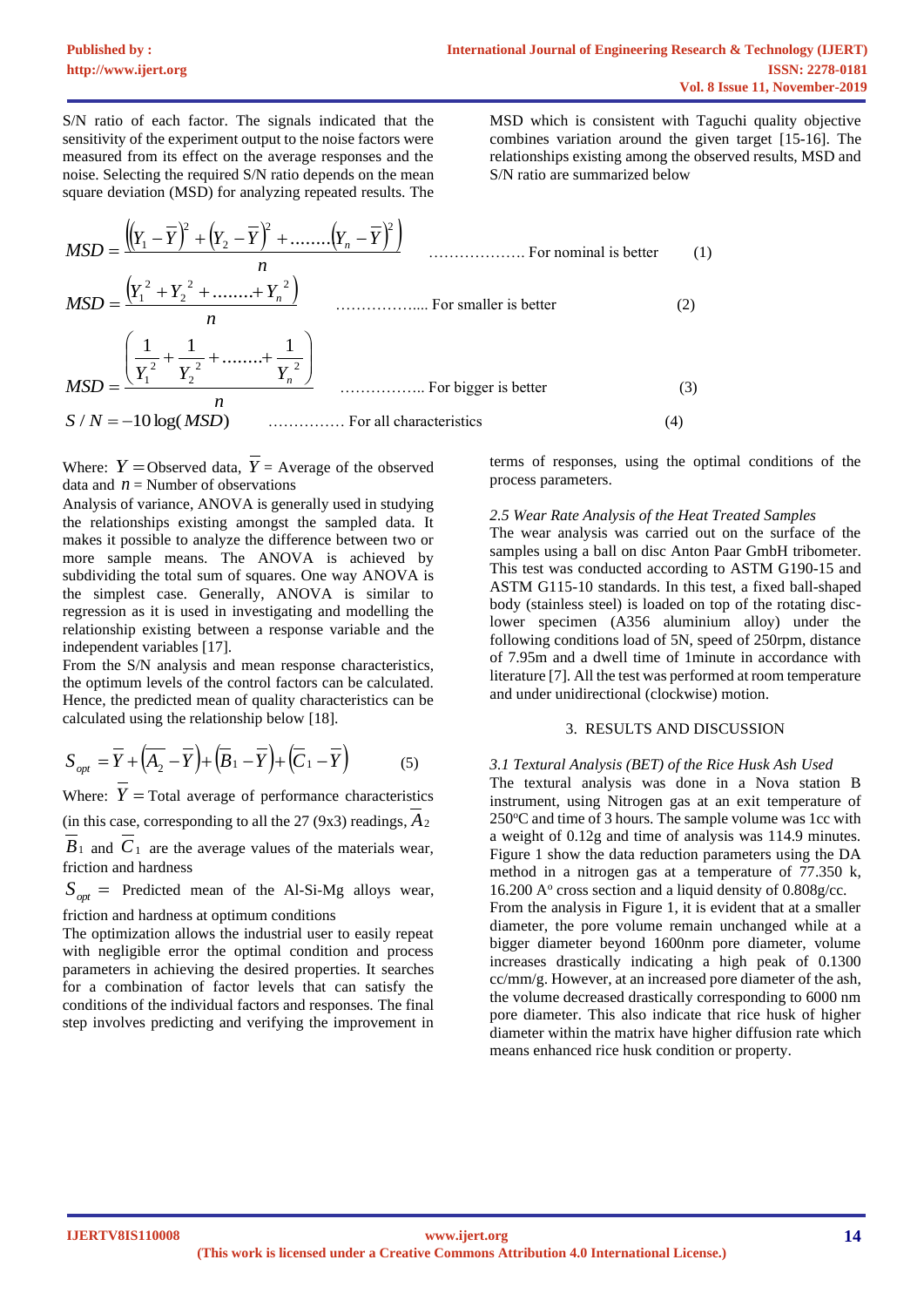S/N ratio of each factor. The signals indicated that the sensitivity of the experiment output to the noise factors were measured from its effect on the average responses and the noise. Selecting the required S/N ratio depends on the mean square deviation (MSD) for analyzing repeated results. The MSD which is consistent with Taguchi quality objective combines variation around the given target [15-16]. The relationships existing among the observed results, MSD and S/N ratio are summarized below

$$MSD = \frac{\left((Y_1 - \bar{Y})^2 + (Y_2 - \bar{Y})^2 + \ldots\ldots(Y_n - \bar{Y})^2\right)}{n} \quad \text{………………. For nominal is better} \quad (1)$$

$$MSD = \frac{\left(Y_1^{\,2} + Y_2^{\,2} + \ldots\ldots + Y_n^{\,2}\right)}{n} \quad \text{……………..... For smaller is better} \quad (2)$$

$$MSD = \frac{\left(\frac{1}{Y_1^{\,2}} + \frac{1}{Y_2^{\,2}} + \ldots\ldots + \frac{1}{Y_n^{\,2}}\right)}{n} \quad \text{…………….. For bigger is better} \quad (3)$$

$$S/N = -10\log(MSD) \quad \text{…………… For all characteristics} \quad (4)$$

Where: $Y$ = Observed data, $\bar{Y}$ = Average of the observed data and $n$ = Number of observations

Analysis of variance, ANOVA is generally used in studying the relationships existing amongst the sampled data. It makes it possible to analyze the difference between two or more sample means. The ANOVA is achieved by subdividing the total sum of squares. One way ANOVA is the simplest case. Generally, ANOVA is similar to regression as it is used in investigating and modelling the relationship existing between a response variable and the independent variables [17].

From the S/N analysis and mean response characteristics, the optimum levels of the control factors can be calculated. Hence, the predicted mean of quality characteristics can be calculated using the relationship below [18].

$$S_{opt} = \bar{Y} + (\bar{A}_2 - \bar{Y}) + (\bar{B}_1 - \bar{Y}) + (\bar{C}_1 - \bar{Y}) \qquad (5)$$

Where: $\bar{Y}$ = Total average of performance characteristics (in this case, corresponding to all the 27 (9x3) readings, $\bar{A}_2$ $\bar{B}_1$ and $\bar{C}_1$ are the average values of the materials wear, friction and hardness

$S_{opt}$ = Predicted mean of the Al-Si-Mg alloys wear, friction and hardness at optimum conditions

The optimization allows the industrial user to easily repeat with negligible error the optimal condition and process parameters in achieving the desired properties. It searches for a combination of factor levels that can satisfy the conditions of the individual factors and responses. The final step involves predicting and verifying the improvement in terms of responses, using the optimal conditions of the process parameters.

### *2.5 Wear Rate Analysis of the Heat Treated Samples*

The wear analysis was carried out on the surface of the samples using a ball on disc Anton Paar GmbH tribometer. This test was conducted according to ASTM G190-15 and ASTM G115-10 standards. In this test, a fixed ball-shaped body (stainless steel) is loaded on top of the rotating disc-lower specimen (A356 aluminium alloy) under the following conditions load of 5N, speed of 250rpm, distance of 7.95m and a dwell time of 1minute in accordance with literature [7]. All the test was performed at room temperature and under unidirectional (clockwise) motion.

## 3. RESULTS AND DISCUSSION

### *3.1 Textural Analysis (BET) of the Rice Husk Ash Used*

The textural analysis was done in a Nova station B instrument, using Nitrogen gas at an exit temperature of 250°C and time of 3 hours. The sample volume was 1cc with a weight of 0.12g and time of analysis was 114.9 minutes. Figure 1 show the data reduction parameters using the DA method in a nitrogen gas at a temperature of 77.350 k, 16.200 A° cross section and a liquid density of 0.808g/cc.

From the analysis in Figure 1, it is evident that at a smaller diameter, the pore volume remain unchanged while at a bigger diameter beyond 1600nm pore diameter, volume increases drastically indicating a high peak of 0.1300 cc/mm/g. However, at an increased pore diameter of the ash, the volume decreased drastically corresponding to 6000 nm pore diameter. This also indicate that rice husk of higher diameter within the matrix have higher diffusion rate which means enhanced rice husk condition or property.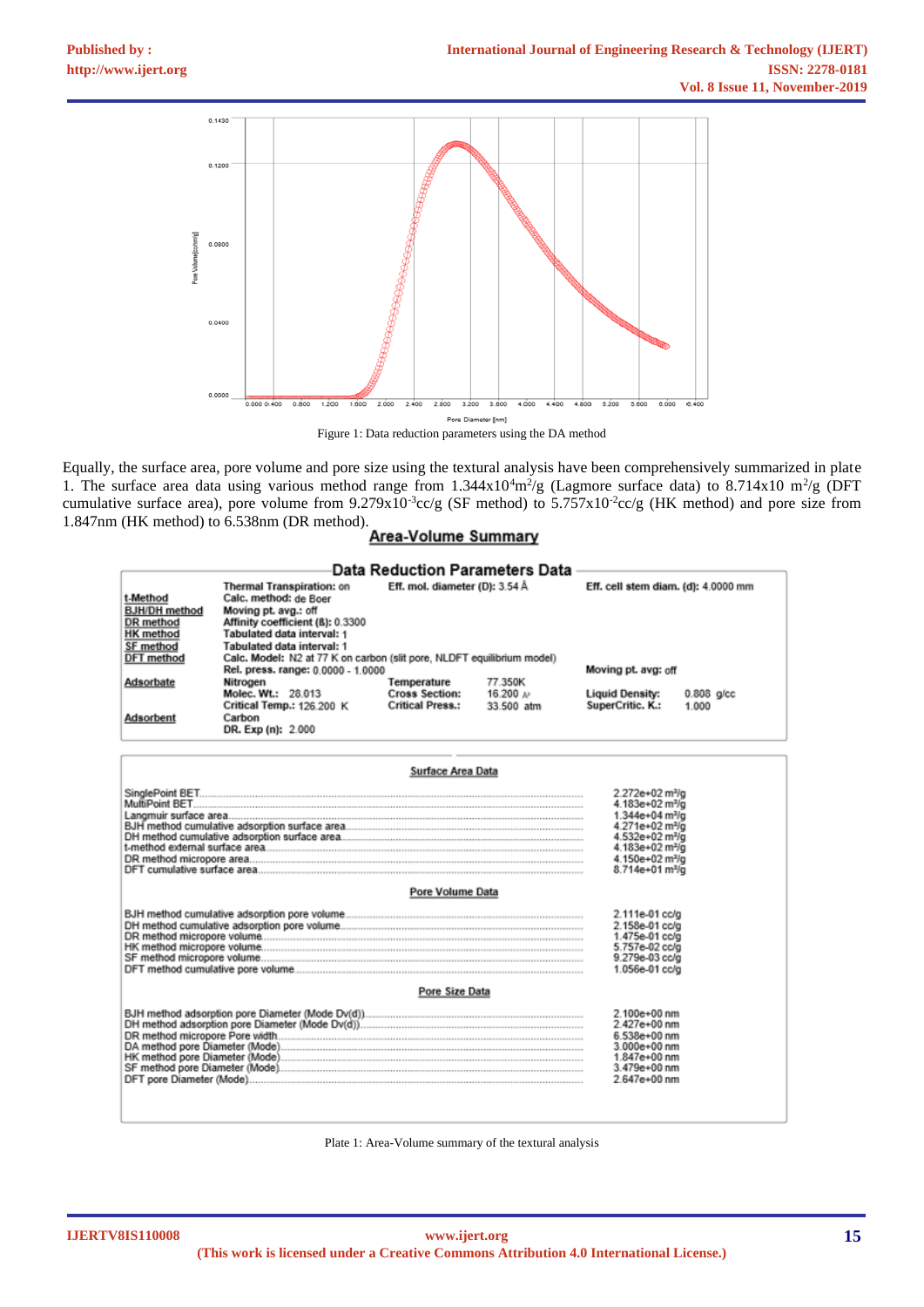Figure 1: Data reduction parameters using the DA method

Equally, the surface area, pore volume and pore size using the textural analysis have been comprehensively summarized in plate 1. The surface area data using various method range from $1.344 \times 10^4 m^2/g$ (Lagmore surface data) to $8.714 \times 10\ m^2/g$ (DFT cumulative surface area), pore volume from $9.279 \times 10^{-3} cc/g$ (SF method) to $5.757 \times 10^{-2} cc/g$ (HK method) and pore size from 1.847nm (HK method) to 6.538nm (DR method).

## Area-Volume Summary

### Data Reduction Parameters Data

| | | | | | |
|---|---|---|---|---|---|
| t-Method | Thermal Transpiration: on<br>Calc. method: de Boer | Eff. mol. diameter (D): 3.54 Å | | Eff. cell stem diam. (d): 4.0000 mm | |
| BJH/DH method | Moving pt. avg.: off | | | | |
| DR method | Affinity coefficient (ß): 0.3300 | | | | |
| HK method | Tabulated data interval: 1 | | | | |
| SF method | Tabulated data interval: 1 | | | | |
| DFT method | Calc. Model: N2 at 77 K on carbon (slit pore, NLDFT equilibrium model)<br>Rel. press. range: 0.0000 - 1.0000 | | | Moving pt. avg: off | |
| Adsorbate | Nitrogen | Temperature | 77.350K | | |
| | Molec. Wt.: 28.013 | Cross Section: | 16.200 Å² | Liquid Density: | 0.808 g/cc |
| | Critical Temp.: 126.200 K | Critical Press.: | 33.500 atm | SuperCritic. K.: | 1.000 |
| Adsorbent | Carbon<br>DR. Exp (n): 2.000 | | | | |

### Surface Area Data

| | |
|---|---|
| SinglePoint BET | 2.272e+02 m²/g |
| MultiPoint BET | 4.183e+02 m²/g |
| Langmuir surface area | 1.344e+04 m²/g |
| BJH method cumulative adsorption surface area | 4.271e+02 m²/g |
| DH method cumulative adsorption surface area | 4.532e+02 m²/g |
| t-method external surface area | 4.183e+02 m²/g |
| DR method micropore area | 4.150e+02 m²/g |
| DFT cumulative surface area | 8.714e+01 m²/g |

### Pore Volume Data

| | |
|---|---|
| BJH method cumulative adsorption pore volume | 2.111e-01 cc/g |
| DH method cumulative adsorption pore volume | 2.158e-01 cc/g |
| DR method micropore volume | 1.475e-01 cc/g |
| HK method micropore volume | 5.757e-02 cc/g |
| SF method micropore volume | 9.279e-03 cc/g |
| DFT method cumulative pore volume | 1.056e-01 cc/g |

### Pore Size Data

| | |
|---|---|
| BJH method adsorption pore Diameter (Mode Dv(d)) | 2.100e+00 nm |
| DH method adsorption pore Diameter (Mode Dv(d)) | 2.427e+00 nm |
| DR method micropore Pore width | 6.538e+00 nm |
| DA method pore Diameter (Mode) | 3.000e+00 nm |
| HK method pore Diameter (Mode) | 1.847e+00 nm |
| SF method pore Diameter (Mode) | 3.479e+00 nm |
| DFT pore Diameter (Mode) | 2.647e+00 nm |

Plate 1: Area-Volume summary of the textural analysis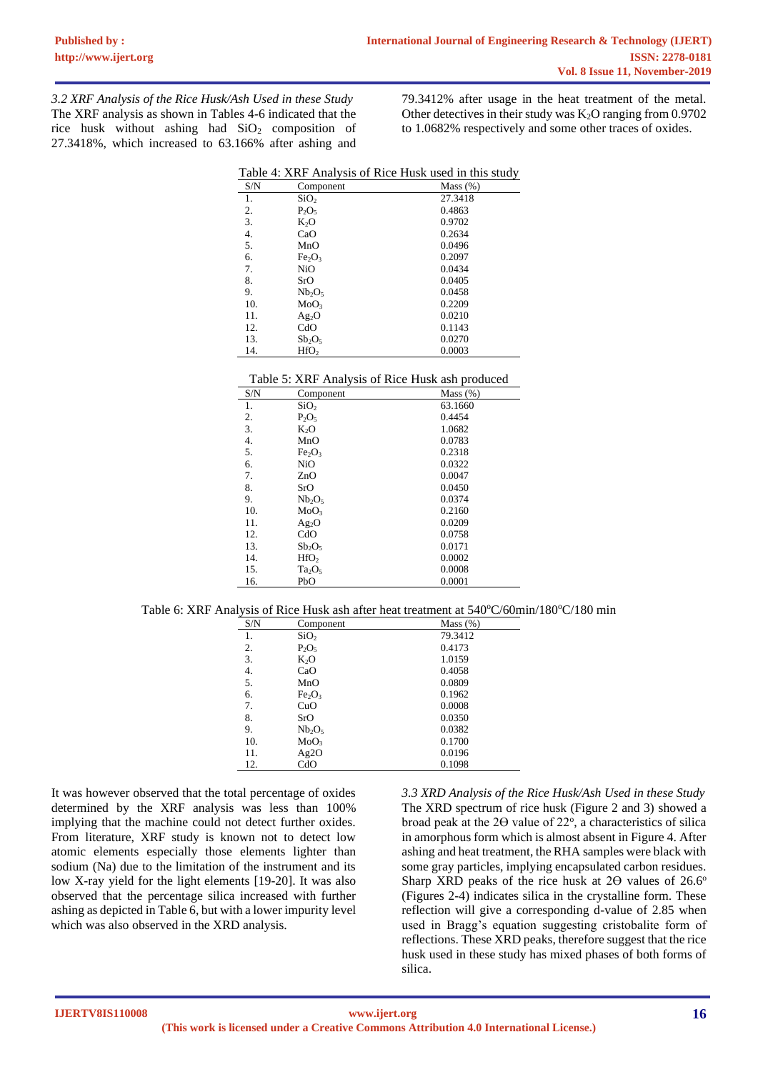*3.2 XRF Analysis of the Rice Husk/Ash Used in these Study*

The XRF analysis as shown in Tables 4-6 indicated that the rice husk without ashing had $SiO_2$ composition of 27.3418%, which increased to 63.166% after ashing and 79.3412% after usage in the heat treatment of the metal. Other detectives in their study was $K_2O$ ranging from 0.9702 to 1.0682% respectively and some other traces of oxides.

Table 4: XRF Analysis of Rice Husk used in this study

| S/N | Component | Mass (%) |
|---|---|---|
| 1. | $SiO_2$ | 27.3418 |
| 2. | $P_2O_5$ | 0.4863 |
| 3. | $K_2O$ | 0.9702 |
| 4. | CaO | 0.2634 |
| 5. | MnO | 0.0496 |
| 6. | $Fe_2O_3$ | 0.2097 |
| 7. | NiO | 0.0434 |
| 8. | SrO | 0.0405 |
| 9. | $Nb_2O_5$ | 0.0458 |
| 10. | $MoO_3$ | 0.2209 |
| 11. | $Ag_2O$ | 0.0210 |
| 12. | CdO | 0.1143 |
| 13. | $Sb_2O_5$ | 0.0270 |
| 14. | $HfO_2$ | 0.0003 |

Table 5: XRF Analysis of Rice Husk ash produced

| S/N | Component | Mass (%) |
|---|---|---|
| 1. | $SiO_2$ | 63.1660 |
| 2. | $P_2O_5$ | 0.4454 |
| 3. | $K_2O$ | 1.0682 |
| 4. | MnO | 0.0783 |
| 5. | $Fe_2O_3$ | 0.2318 |
| 6. | NiO | 0.0322 |
| 7. | ZnO | 0.0047 |
| 8. | SrO | 0.0450 |
| 9. | $Nb_2O_5$ | 0.0374 |
| 10. | $MoO_3$ | 0.2160 |
| 11. | $Ag_2O$ | 0.0209 |
| 12. | CdO | 0.0758 |
| 13. | $Sb_2O_5$ | 0.0171 |
| 14. | $HfO_2$ | 0.0002 |
| 15. | $Ta_2O_5$ | 0.0008 |
| 16. | PbO | 0.0001 |

Table 6: XRF Analysis of Rice Husk ash after heat treatment at 540°C/60min/180°C/180 min

| S/N | Component | Mass (%) |
|---|---|---|
| 1. | $SiO_2$ | 79.3412 |
| 2. | $P_2O_5$ | 0.4173 |
| 3. | $K_2O$ | 1.0159 |
| 4. | CaO | 0.4058 |
| 5. | MnO | 0.0809 |
| 6. | $Fe_2O_3$ | 0.1962 |
| 7. | CuO | 0.0008 |
| 8. | SrO | 0.0350 |
| 9. | $Nb_2O_5$ | 0.0382 |
| 10. | $MoO_3$ | 0.1700 |
| 11. | Ag2O | 0.0196 |
| 12. | CdO | 0.1098 |

It was however observed that the total percentage of oxides determined by the XRF analysis was less than 100% implying that the machine could not detect further oxides. From literature, XRF study is known not to detect low atomic elements especially those elements lighter than sodium (Na) due to the limitation of the instrument and its low X-ray yield for the light elements [19-20]. It was also observed that the percentage silica increased with further ashing as depicted in Table 6, but with a lower impurity level which was also observed in the XRD analysis.

*3.3 XRD Analysis of the Rice Husk/Ash Used in these Study*

The XRD spectrum of rice husk (Figure 2 and 3) showed a broad peak at the 2Θ value of 22°, a characteristics of silica in amorphous form which is almost absent in Figure 4. After ashing and heat treatment, the RHA samples were black with some gray particles, implying encapsulated carbon residues. Sharp XRD peaks of the rice husk at 2Θ values of 26.6° (Figures 2-4) indicates silica in the crystalline form. These reflection will give a corresponding d-value of 2.85 when used in Bragg's equation suggesting cristobalite form of reflections. These XRD peaks, therefore suggest that the rice husk used in these study has mixed phases of both forms of silica.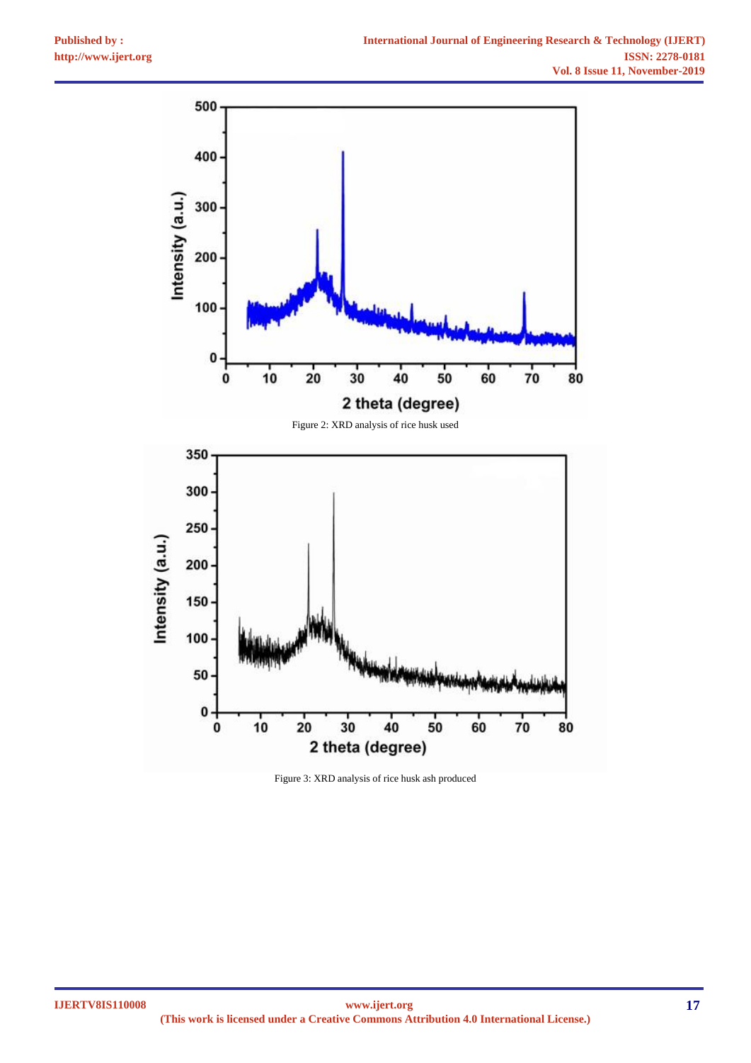Figure 2: XRD analysis of rice husk used

Figure 3: XRD analysis of rice husk ash produced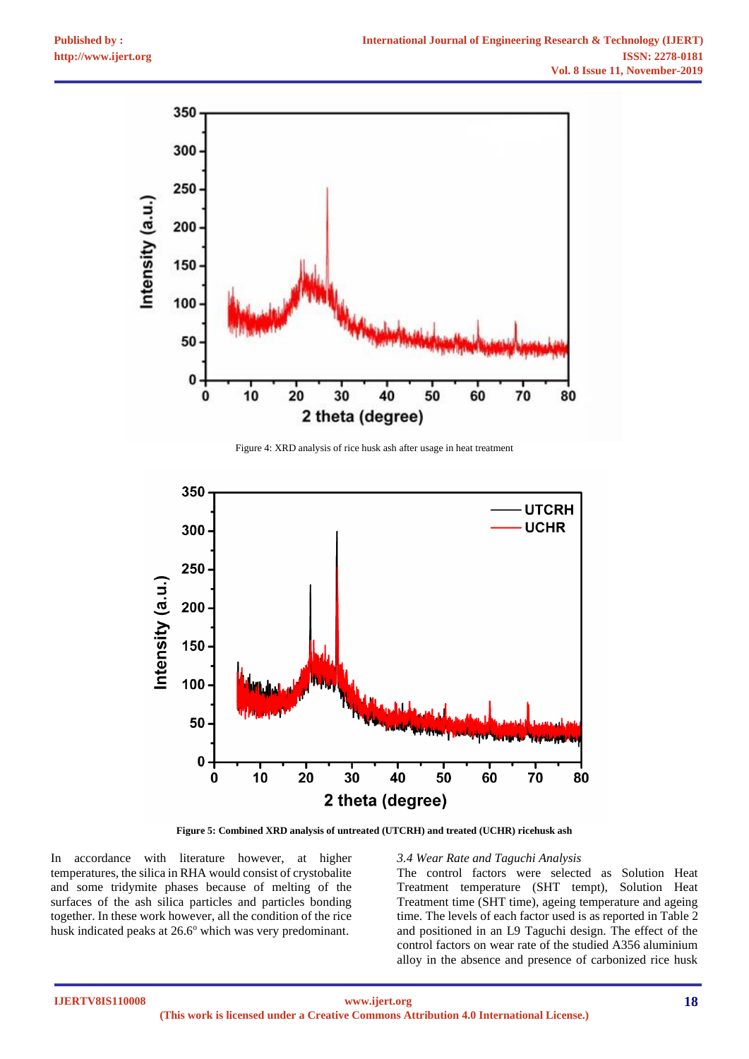Figure 4: XRD analysis of rice husk ash after usage in heat treatment

**Figure 5: Combined XRD analysis of untreated (UTCRH) and treated (UCHR) ricehusk ash**

In accordance with literature however, at higher temperatures, the silica in RHA would consist of crystobalite and some tridymite phases because of melting of the surfaces of the ash silica particles and particles bonding together. In these work however, all the condition of the rice husk indicated peaks at 26.6$^o$ which was very predominant.

*3.4 Wear Rate and Taguchi Analysis*

The control factors were selected as Solution Heat Treatment temperature (SHT tempt), Solution Heat Treatment time (SHT time), ageing temperature and ageing time. The levels of each factor used is as reported in Table 2 and positioned in an L9 Taguchi design. The effect of the control factors on wear rate of the studied A356 aluminium alloy in the absence and presence of carbonized rice husk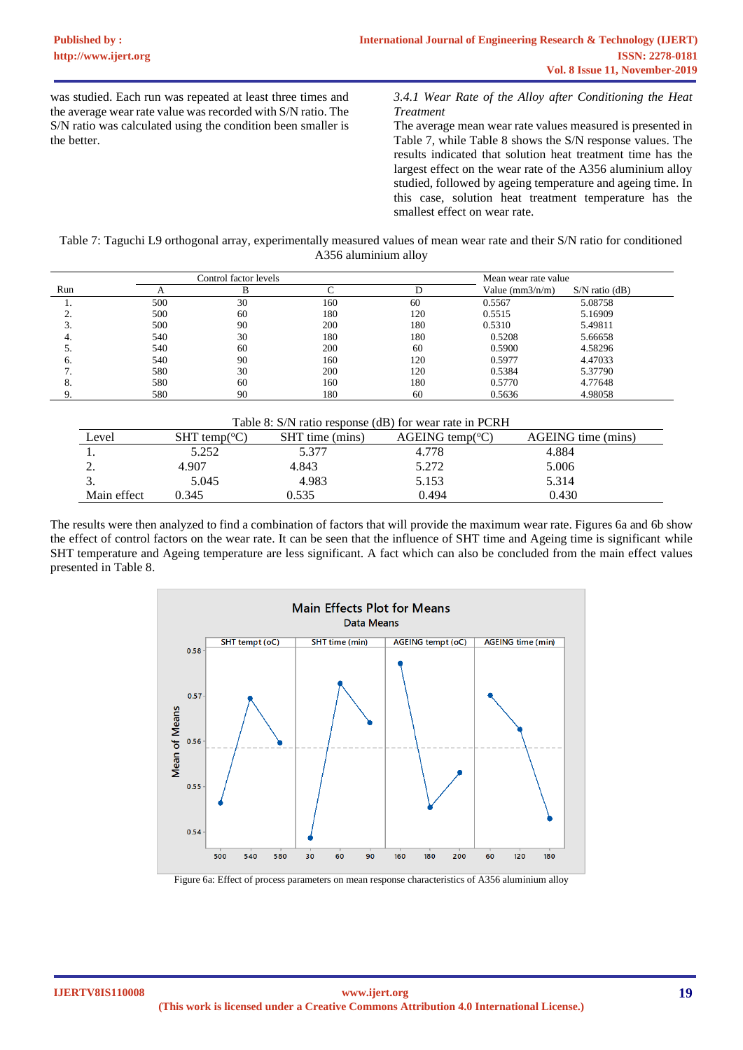was studied. Each run was repeated at least three times and the average wear rate value was recorded with S/N ratio. The S/N ratio was calculated using the condition been smaller is the better.

*3.4.1 Wear Rate of the Alloy after Conditioning the Heat Treatment*

The average mean wear rate values measured is presented in Table 7, while Table 8 shows the S/N response values. The results indicated that solution heat treatment time has the largest effect on the wear rate of the A356 aluminium alloy studied, followed by ageing temperature and ageing time. In this case, solution heat treatment temperature has the smallest effect on wear rate.

Table 7: Taguchi L9 orthogonal array, experimentally measured values of mean wear rate and their S/N ratio for conditioned A356 aluminium alloy

| Run | Control factor levels | | | | Mean wear rate value | |
|---|---|---|---|---|---|---|
| | A | B | C | D | Value (mm3/n/m) | S/N ratio (dB) |
| 1. | 500 | 30 | 160 | 60 | 0.5567 | 5.08758 |
| 2. | 500 | 60 | 180 | 120 | 0.5515 | 5.16909 |
| 3. | 500 | 90 | 200 | 180 | 0.5310 | 5.49811 |
| 4. | 540 | 30 | 180 | 180 | 0.5208 | 5.66658 |
| 5. | 540 | 60 | 200 | 60 | 0.5900 | 4.58296 |
| 6. | 540 | 90 | 160 | 120 | 0.5977 | 4.47033 |
| 7. | 580 | 30 | 200 | 120 | 0.5384 | 5.37790 |
| 8. | 580 | 60 | 160 | 180 | 0.5770 | 4.77648 |
| 9. | 580 | 90 | 180 | 60 | 0.5636 | 4.98058 |

Table 8: S/N ratio response (dB) for wear rate in PCRH

| Level | SHT temp(°C) | SHT time (mins) | AGEING temp(°C) | AGEING time (mins) |
|---|---|---|---|---|
| 1. | 5.252 | 5.377 | 4.778 | 4.884 |
| 2. | 4.907 | 4.843 | 5.272 | 5.006 |
| 3. | 5.045 | 4.983 | 5.153 | 5.314 |
| Main effect | 0.345 | 0.535 | 0.494 | 0.430 |

The results were then analyzed to find a combination of factors that will provide the maximum wear rate. Figures 6a and 6b show the effect of control factors on the wear rate. It can be seen that the influence of SHT time and Ageing time is significant while SHT temperature and Ageing temperature are less significant. A fact which can also be concluded from the main effect values presented in Table 8.

Figure 6a: Effect of process parameters on mean response characteristics of A356 aluminium alloy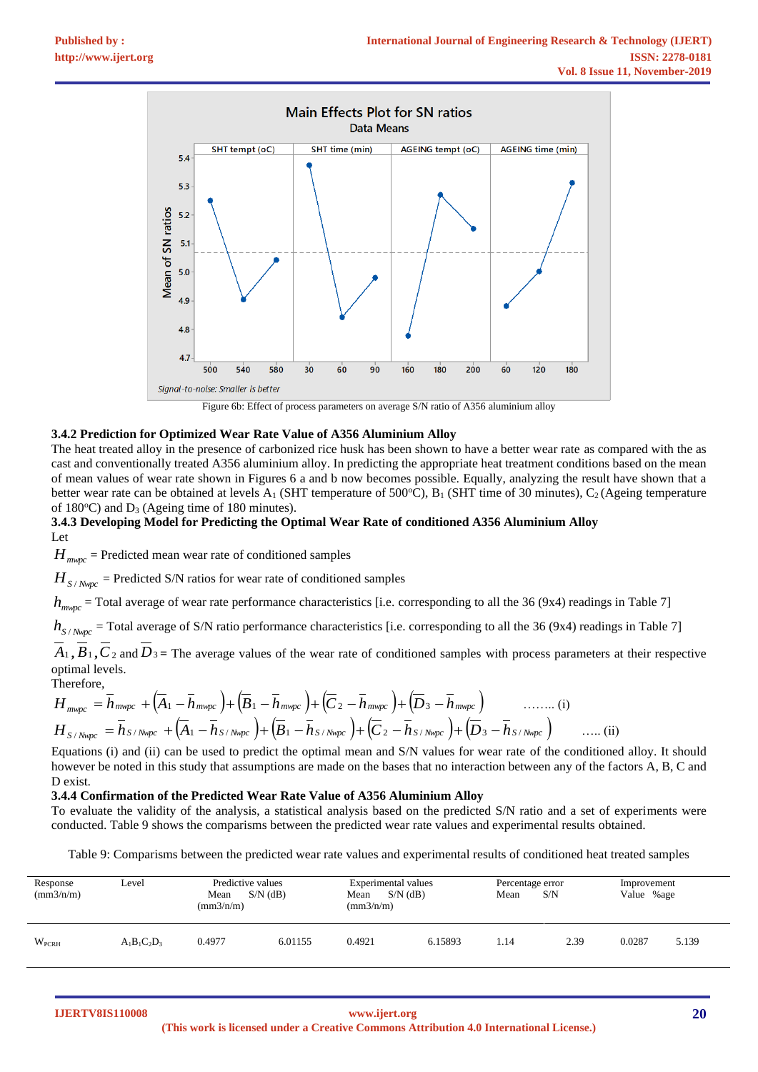Figure 6b: Effect of process parameters on average S/N ratio of A356 aluminium alloy

### 3.4.2 Prediction for Optimized Wear Rate Value of A356 Aluminium Alloy

The heat treated alloy in the presence of carbonized rice husk has been shown to have a better wear rate as compared with the as cast and conventionally treated A356 aluminium alloy. In predicting the appropriate heat treatment conditions based on the mean of mean values of wear rate shown in Figures 6 a and b now becomes possible. Equally, analyzing the result have shown that a better wear rate can be obtained at levels $A_1$ (SHT temperature of 500°C), $B_1$ (SHT time of 30 minutes), $C_2$ (Ageing temperature of 180°C) and $D_3$ (Ageing time of 180 minutes).

### 3.4.3 Developing Model for Predicting the Optimal Wear Rate of conditioned A356 Aluminium Alloy

Let

$H_{mwpc}$ = Predicted mean wear rate of conditioned samples

$H_{S/Nwpc}$ = Predicted S/N ratios for wear rate of conditioned samples

$h_{mwpc}$ = Total average of wear rate performance characteristics [i.e. corresponding to all the 36 (9x4) readings in Table 7]

$h_{S/Nwpc}$ = Total average of S/N ratio performance characteristics [i.e. corresponding to all the 36 (9x4) readings in Table 7]

$\overline{A}_1, \overline{B}_1, \overline{C}_2$ and $\overline{D}_3$ = The average values of the wear rate of conditioned samples with process parameters at their respective optimal levels.

Therefore,

$$H_{mwpc} = \overline{h}_{mwpc} + \left(\overline{A}_1 - \overline{h}_{mwpc}\right) + \left(\overline{B}_1 - \overline{h}_{mwpc}\right) + \left(\overline{C}_2 - \overline{h}_{mwpc}\right) + \left(\overline{D}_3 - \overline{h}_{mwpc}\right) \quad \text{........ (i)}$$

$$H_{S/Nwpc} = \overline{h}_{S/Nwpc} + \left(\overline{A}_1 - \overline{h}_{S/Nwpc}\right) + \left(\overline{B}_1 - \overline{h}_{S/Nwpc}\right) + \left(\overline{C}_2 - \overline{h}_{S/Nwpc}\right) + \left(\overline{D}_3 - \overline{h}_{S/Nwpc}\right) \quad \text{..... (ii)}$$

Equations (i) and (ii) can be used to predict the optimal mean and S/N values for wear rate of the conditioned alloy. It should however be noted in this study that assumptions are made on the bases that no interaction between any of the factors A, B, C and D exist.

### 3.4.4 Confirmation of the Predicted Wear Rate Value of A356 Aluminium Alloy

To evaluate the validity of the analysis, a statistical analysis based on the predicted S/N ratio and a set of experiments were conducted. Table 9 shows the comparisms between the predicted wear rate values and experimental results obtained.

Table 9: Comparisms between the predicted wear rate values and experimental results of conditioned heat treated samples

| Response (mm3/n/m) | Level | Predictive values | | Experimental values | | Percentage error | | Improvement | |
|---|---|---|---|---|---|---|---|---|---|
| | | Mean (mm3/n/m) | S/N (dB) | Mean (mm3/n/m) | S/N (dB) | Mean | S/N | Value | %age |
| $W_{PCRH}$ | $A_1B_1C_2D_3$ | 0.4977 | 6.01155 | 0.4921 | 6.15893 | 1.14 | 2.39 | 0.0287 | 5.139 |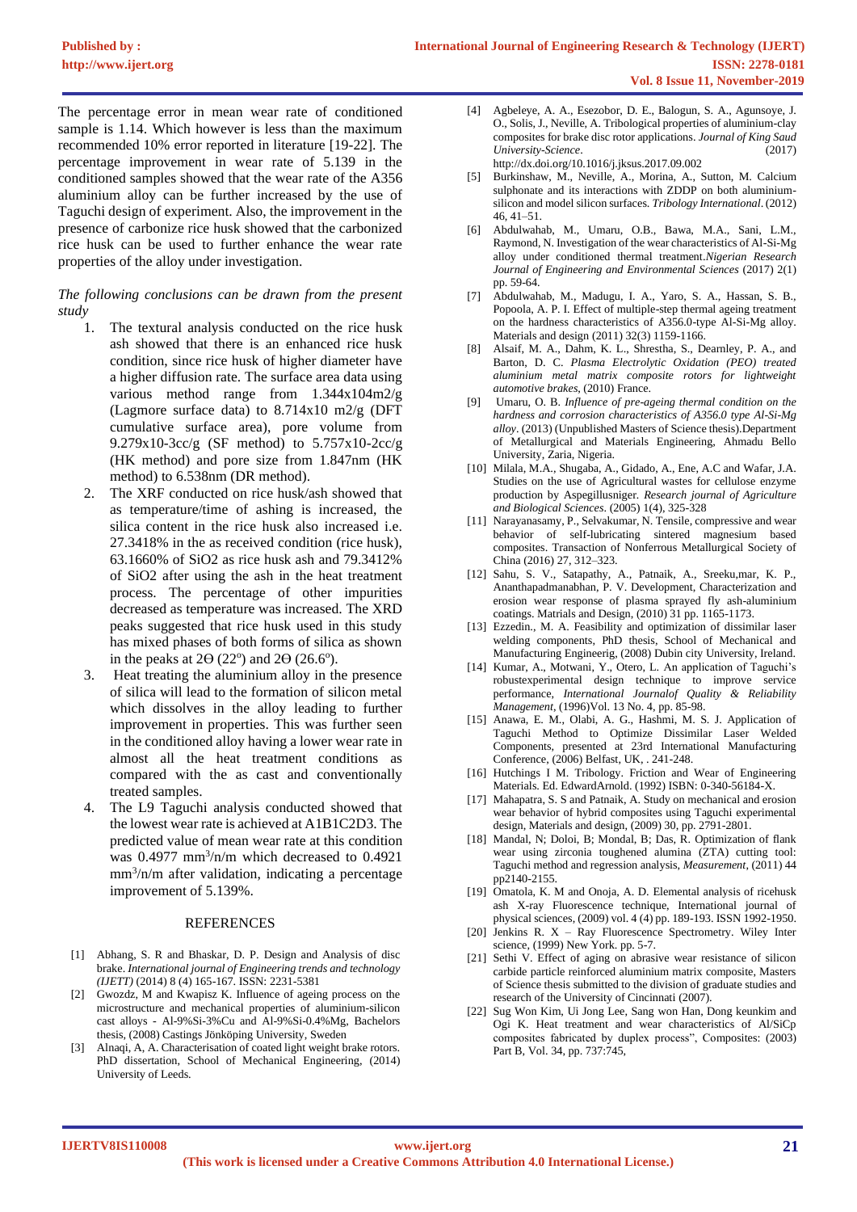The percentage error in mean wear rate of conditioned sample is 1.14. Which however is less than the maximum recommended 10% error reported in literature [19-22]. The percentage improvement in wear rate of 5.139 in the conditioned samples showed that the wear rate of the A356 aluminium alloy can be further increased by the use of Taguchi design of experiment. Also, the improvement in the presence of carbonize rice husk showed that the carbonized rice husk can be used to further enhance the wear rate properties of the alloy under investigation.

*The following conclusions can be drawn from the present study*

1. The textural analysis conducted on the rice husk ash showed that there is an enhanced rice husk condition, since rice husk of higher diameter have a higher diffusion rate. The surface area data using various method range from 1.344x104m2/g (Lagmore surface data) to 8.714x10 m2/g (DFT cumulative surface area), pore volume from 9.279x10-3cc/g (SF method) to 5.757x10-2cc/g (HK method) and pore size from 1.847nm (HK method) to 6.538nm (DR method).
2. The XRF conducted on rice husk/ash showed that as temperature/time of ashing is increased, the silica content in the rice husk also increased i.e. 27.3418% in the as received condition (rice husk), 63.1660% of SiO2 as rice husk ash and 79.3412% of SiO2 after using the ash in the heat treatment process. The percentage of other impurities decreased as temperature was increased. The XRD peaks suggested that rice husk used in this study has mixed phases of both forms of silica as shown in the peaks at 2Ѳ (22°) and 2Ѳ (26.6°).
3. Heat treating the aluminium alloy in the presence of silica will lead to the formation of silicon metal which dissolves in the alloy leading to further improvement in properties. This was further seen in the conditioned alloy having a lower wear rate in almost all the heat treatment conditions as compared with the as cast and conventionally treated samples.
4. The L9 Taguchi analysis conducted showed that the lowest wear rate is achieved at A1B1C2D3. The predicted value of mean wear rate at this condition was 0.4977 $mm^3$/n/m which decreased to 0.4921 $mm^3$/n/m after validation, indicating a percentage improvement of 5.139%.

## REFERENCES

[1] Abhang, S. R and Bhaskar, D. P. Design and Analysis of disc brake. *International journal of Engineering trends and technology (IJETT)* (2014) 8 (4) 165-167. ISSN: 2231-5381

[2] Gwozdz, M and Kwapisz K. Influence of ageing process on the microstructure and mechanical properties of aluminium-silicon cast alloys - Al-9%Si-3%Cu and Al-9%Si-0.4%Mg, Bachelors thesis, (2008) Castings Jönköping University, Sweden

[3] Alnaqi, A, A. Characterisation of coated light weight brake rotors. PhD dissertation, School of Mechanical Engineering, (2014) University of Leeds.

[4] Agbeleye, A. A., Esezobor, D. E., Balogun, S. A., Agunsoye, J. O., Solis, J., Neville, A. Tribological properties of aluminium-clay composites for brake disc rotor applications. *Journal of King Saud University-Science*. (2017) http://dx.doi.org/10.1016/j.jksus.2017.09.002

[5] Burkinshaw, M., Neville, A., Morina, A., Sutton, M. Calcium sulphonate and its interactions with ZDDP on both aluminium-silicon and model silicon surfaces. *Tribology International*. (2012) 46, 41–51.

[6] Abdulwahab, M., Umaru, O.B., Bawa, M.A., Sani, L.M., Raymond, N. Investigation of the wear characteristics of Al-Si-Mg alloy under conditioned thermal treatment.*Nigerian Research Journal of Engineering and Environmental Sciences* (2017) 2(1) pp. 59-64.

[7] Abdulwahab, M., Madugu, I. A., Yaro, S. A., Hassan, S. B., Popoola, A. P. I. Effect of multiple-step thermal ageing treatment on the hardness characteristics of A356.0-type Al-Si-Mg alloy. Materials and design (2011) 32(3) 1159-1166.

[8] Alsaif, M. A., Dahm, K. L., Shrestha, S., Dearnley, P. A., and Barton, D. C. *Plasma Electrolytic Oxidation (PEO) treated aluminium metal matrix composite rotors for lightweight automotive brakes*, (2010) France.

[9] Umaru, O. B. *Influence of pre-ageing thermal condition on the hardness and corrosion characteristics of A356.0 type Al-Si-Mg alloy*. (2013) (Unpublished Masters of Science thesis).Department of Metallurgical and Materials Engineering, Ahmadu Bello University, Zaria, Nigeria.

[10] Milala, M.A., Shugaba, A., Gidado, A., Ene, A.C and Wafar, J.A. Studies on the use of Agricultural wastes for cellulose enzyme production by Aspegillusniger. *Research journal of Agriculture and Biological Sciences*. (2005) 1(4), 325-328

[11] Narayanasamy, P., Selvakumar, N. Tensile, compressive and wear behavior of self-lubricating sintered magnesium based composites. Transaction of Nonferrous Metallurgical Society of China (2016) 27, 312–323.

[12] Sahu, S. V., Satapathy, A., Patnaik, A., Sreeku,mar, K. P., Ananthapadmanabhan, P. V. Development, Characterization and erosion wear response of plasma sprayed fly ash-aluminium coatings. Matrials and Design, (2010) 31 pp. 1165-1173.

[13] Ezzedin., M. A. Feasibility and optimization of dissimilar laser welding components, PhD thesis, School of Mechanical and Manufacturing Engineerig, (2008) Dubin city University, Ireland.

[14] Kumar, A., Motwani, Y., Otero, L. An application of Taguchi's robustexperimental design technique to improve service performance, *International Journalof Quality & Reliability Management*, (1996)Vol. 13 No. 4, pp. 85-98.

[15] Anawa, E. M., Olabi, A. G., Hashmi, M. S. J. Application of Taguchi Method to Optimize Dissimilar Laser Welded Components, presented at 23rd International Manufacturing Conference, (2006) Belfast, UK, . 241-248.

[16] Hutchings I M. Tribology. Friction and Wear of Engineering Materials. Ed. EdwardArnold. (1992) ISBN: 0-340-56184-X.

[17] Mahapatra, S. S and Patnaik, A. Study on mechanical and erosion wear behavior of hybrid composites using Taguchi experimental design, Materials and design, (2009) 30, pp. 2791-2801.

[18] Mandal, N; Doloi, B; Mondal, B; Das, R. Optimization of flank wear using zirconia toughened alumina (ZTA) cutting tool: Taguchi method and regression analysis, *Measurement*, (2011) 44 pp2140-2155.

[19] Omatola, K. M and Onoja, A. D. Elemental analysis of ricehusk ash X-ray Fluorescence technique, International journal of physical sciences, (2009) vol. 4 (4) pp. 189-193. ISSN 1992-1950.

[20] Jenkins R. X – Ray Fluorescence Spectrometry. Wiley Inter science, (1999) New York. pp. 5-7.

[21] Sethi V. Effect of aging on abrasive wear resistance of silicon carbide particle reinforced aluminium matrix composite, Masters of Science thesis submitted to the division of graduate studies and research of the University of Cincinnati (2007).

[22] Sug Won Kim, Ui Jong Lee, Sang won Han, Dong keunkim and Ogi K. Heat treatment and wear characteristics of Al/SiCp composites fabricated by duplex process", Composites: (2003) Part B, Vol. 34, pp. 737:745,